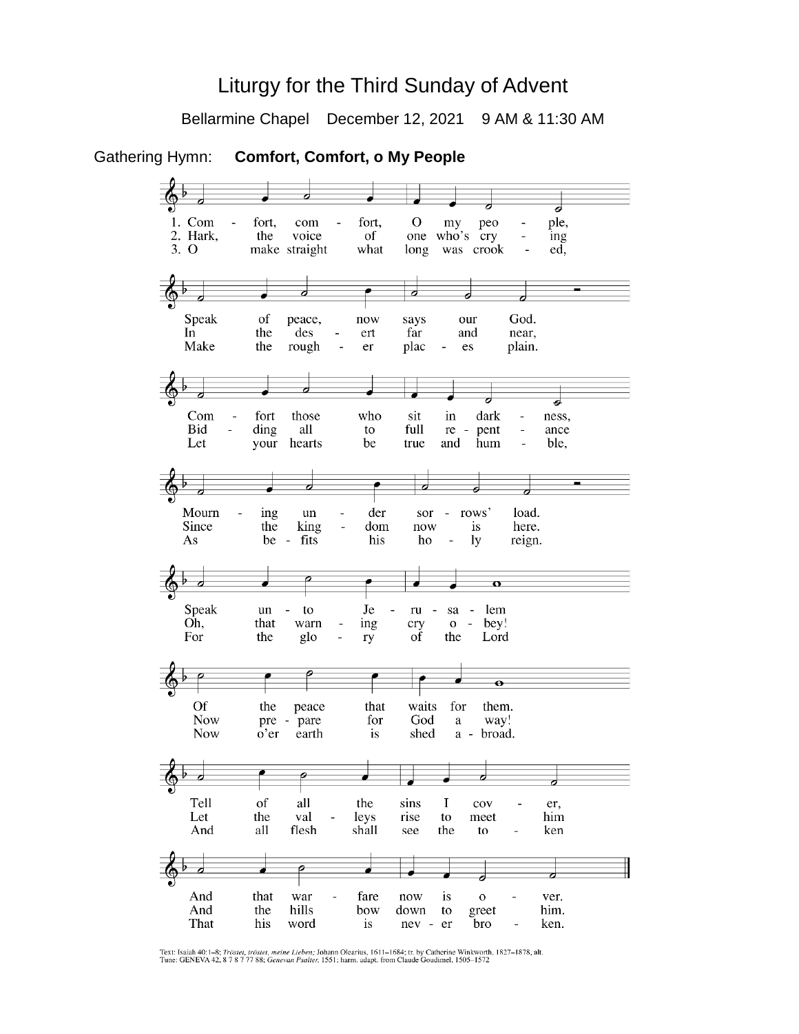# Liturgy for the Third Sunday of Advent

Bellarmine Chapel December 12, 2021 9 AM & 11:30 AM

Gathering Hymn: **Comfort, Comfort, o My People**

1. Comfort, comfort, O my people,
Speak of peace, now says our God.
Comfort those who sit in darkness,
Mourning under sorrows' load.
Speak unto Jerusalem
Of the peace that waits for them.
Tell of all the sins I cover,
And that warfare now is over.

2. Hark, the voice of one who's crying
In the desert far and near,
Bidding all to full repentance
Since the kingdom now is here.
Oh, that warning cry obey!
Now prepare for God a way!
Let the valleys rise to meet him
And the hills bow down to greet him.

3. O make straight what long was crooked,
Make the rougher places plain.
Let your hearts be true and humble,
As befits his holy reign.
For the glory of the Lord
Now o'er earth is shed abroad.
And all flesh shall see the token
That his word is never broken.

Text: Isaiah 40:1–8; *Tröstet, tröstet, meine Lieben;* Johann Olearius, 1611–1684; tr. by Catherine Winkworth, 1827–1878, alt.
Tune: GENEVA 42, 8 7 8 7 77 88; *Genevan Psalter,* 1551; harm. adapt. from Claude Goudimel, 1505–1572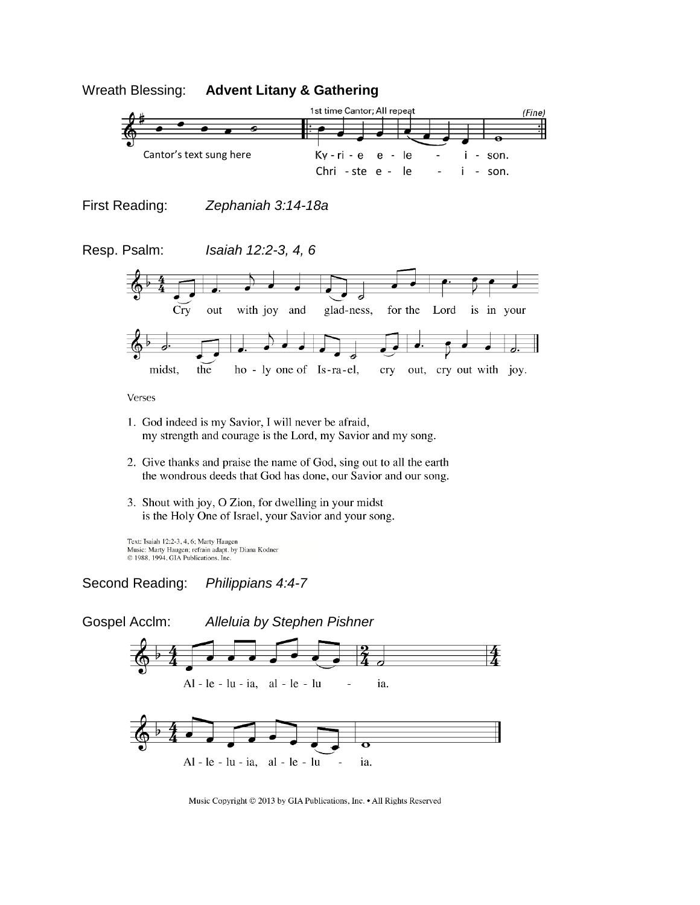Wreath Blessing: **Advent Litany & Gathering**

1st time Cantor; All repeat (Fine)

Cantor's text sung here

Ky - ri - e e - le - i - son.
Chri - ste e - le - i - son.

First Reading: *Zephaniah 3:14-18a*

Resp. Psalm: *Isaiah 12:2-3, 4, 6*

Cry out with joy and glad-ness, for the Lord is in your midst, the ho - ly one of Is-ra-el, cry out, cry out with joy.

Verses

1. God indeed is my Savior, I will never be afraid,
   my strength and courage is the Lord, my Savior and my song.

2. Give thanks and praise the name of God, sing out to all the earth
   the wondrous deeds that God has done, our Savior and our song.

3. Shout with joy, O Zion, for dwelling in your midst
   is the Holy One of Israel, your Savior and your song.

Text: Isaiah 12:2-3, 4, 6; Marty Haugen
Music: Marty Haugen; refrain adapt. by Diana Kodner
© 1988, 1994, GIA Publications, Inc.

Second Reading: *Philippians 4:4-7*

Gospel Acclm: *Alleluia by Stephen Pishner*

Al - le - lu - ia, al - le - lu - ia.

Al - le - lu - ia, al - le - lu - ia.

Music Copyright © 2013 by GIA Publications, Inc. • All Rights Reserved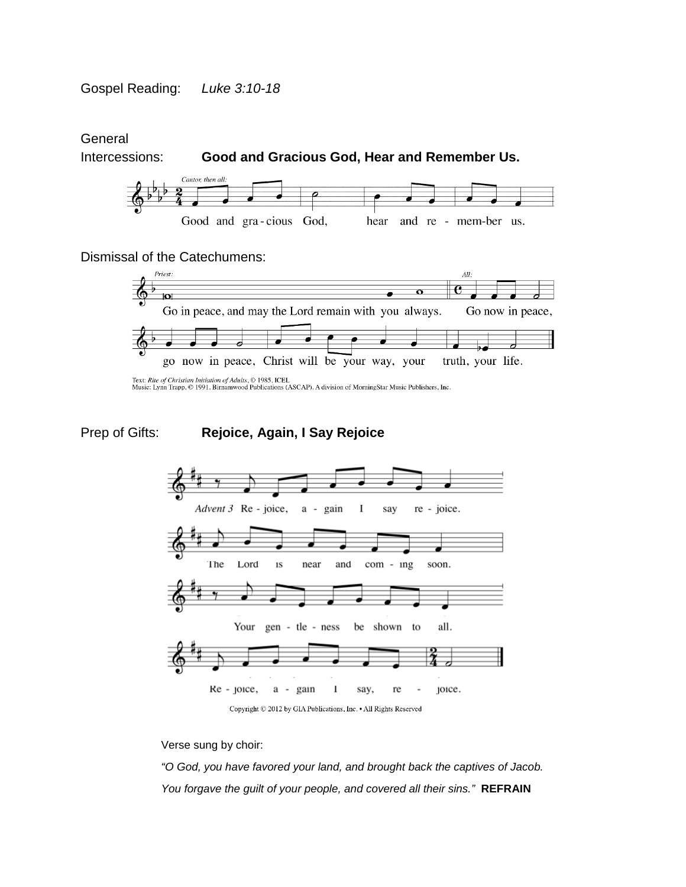Gospel Reading: *Luke 3:10-18*

General Intercessions: **Good and Gracious God, Hear and Remember Us.**

*Cantor, then all:*

Good and gra - cious God, hear and re - mem-ber us.

Dismissal of the Catechumens:

*Priest:* Go in peace, and may the Lord remain with you always.

*All:* Go now in peace, go now in peace, Christ will be your way, your truth, your life.

Text: *Rite of Christian Initiation of Adults*, © 1985, ICEL
Music: Lynn Trapp, © 1991, Birnamwood Publications (ASCAP). A division of MorningStar Music Publishers, Inc.

Prep of Gifts: **Rejoice, Again, I Say Rejoice**

*Advent 3* Re - joice, a - gain I say re - joice.
The Lord is near and com - ing soon.
Your gen - tle - ness be shown to all.
Re - joice, a - gain I say, re - joice.

Copyright © 2012 by GIA Publications, Inc. • All Rights Reserved

Verse sung by choir:

*"O God, you have favored your land, and brought back the captives of Jacob.*

*You forgave the guilt of your people, and covered all their sins."* **REFRAIN**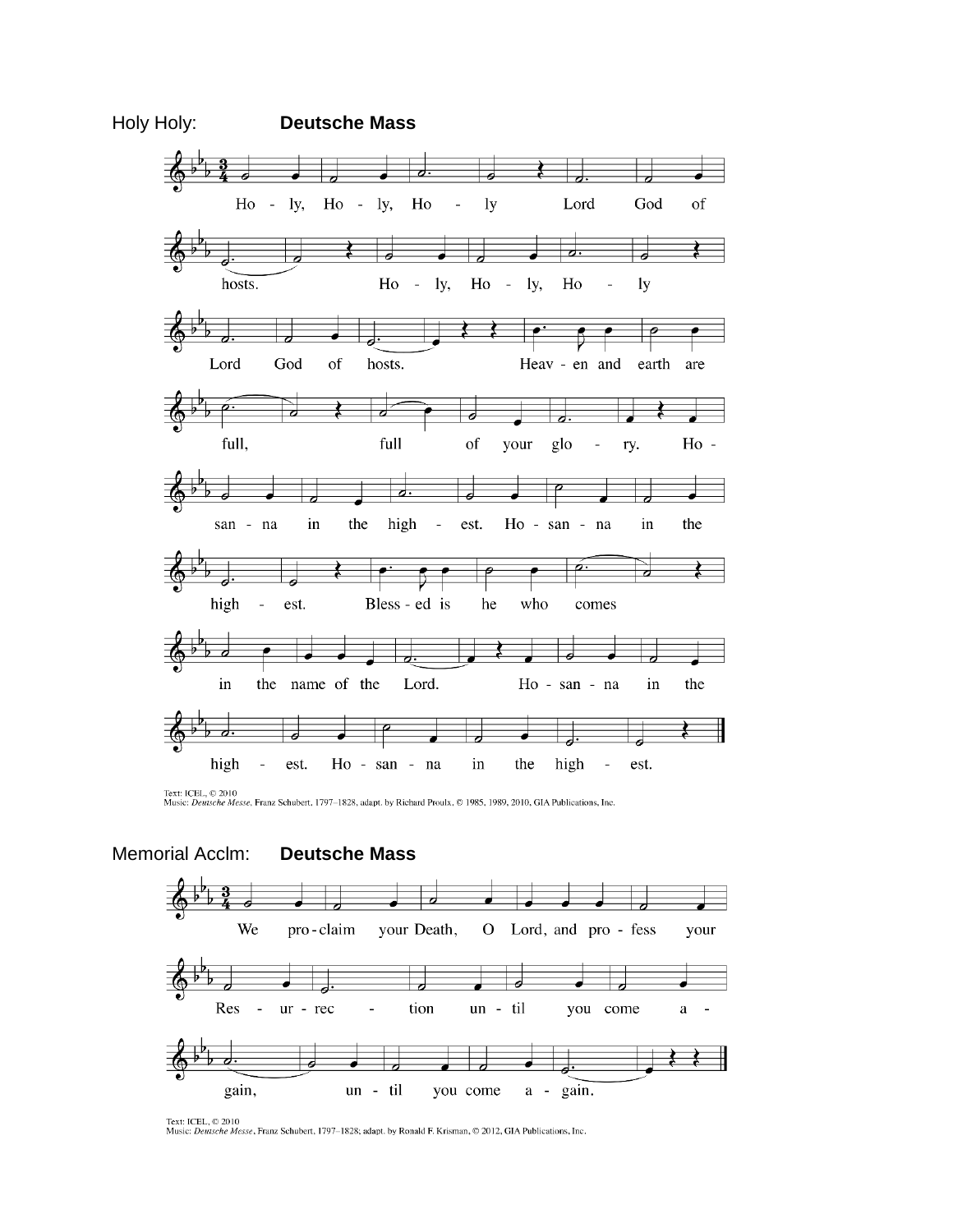Holy Holy: **Deutsche Mass**

Ho - ly, Ho - ly, Ho - ly Lord God of hosts. Ho - ly, Ho - ly, Ho - ly Lord God of hosts. Heav - en and earth are full, full of your glo - ry. Ho - san - na in the high - est. Ho - san - na in the high - est. Bless - ed is he who comes in the name of the Lord. Ho - san - na in the high - est. Ho - san - na in the high - est.

Text: ICEL, © 2010
Music: *Deutsche Messe*, Franz Schubert, 1797–1828, adapt. by Richard Proulx, © 1985, 1989, 2010, GIA Publications, Inc.

Memorial Acclm: **Deutsche Mass**

We pro - claim your Death, O Lord, and pro - fess your Res - ur - rec - tion un - til you come a - gain, un - til you come a - gain.

Text: ICEL, © 2010
Music: *Deutsche Messe*, Franz Schubert, 1797–1828; adapt. by Ronald F. Krisman, © 2012, GIA Publications, Inc.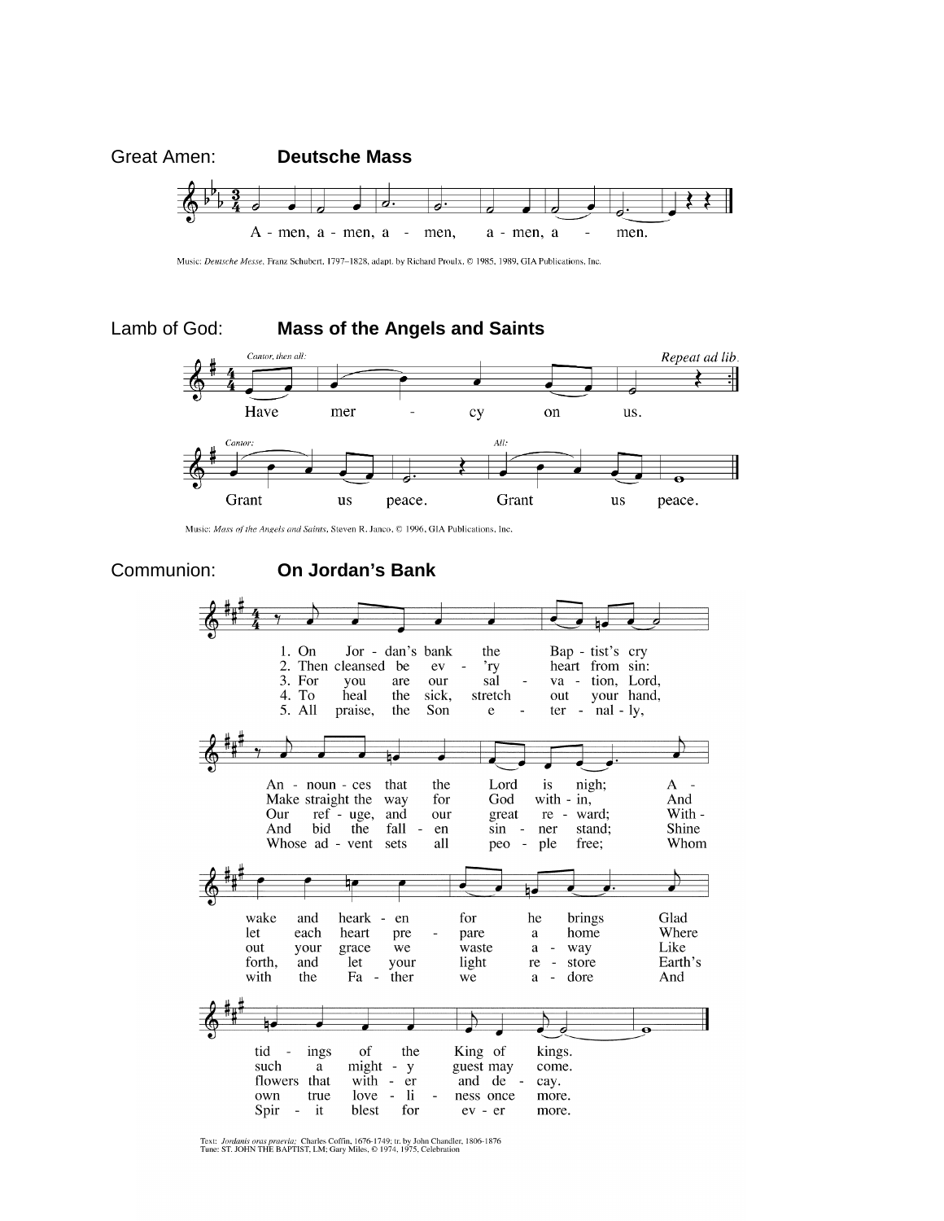Great Amen: **Deutsche Mass**

A - men, a - men, a - men, a - men, a - men.

Music: *Deutsche Messe,* Franz Schubert, 1797–1828, adapt. by Richard Proulx, © 1985, 1989, GIA Publications, Inc.

Lamb of God: **Mass of the Angels and Saints**

*Cantor, then all:* Have mer - cy on us. *Repeat ad lib.*

*Cantor:* Grant us peace. *All:* Grant us peace.

Music: *Mass of the Angels and Saints,* Steven R. Janco, © 1996, GIA Publications, Inc.

Communion: **On Jordan's Bank**

1. On Jor - dan's bank the Bap - tist's cry
An - noun - ces that the Lord is nigh;
A - wake and heark - en for he brings
Glad tid - ings of the King of kings.

2. Then cleansed be ev - 'ry heart from sin:
Make straight the way for God with - in,
And let each heart pre - pare a home
Where such a might - y guest may come.

3. For you are our sal - va - tion, Lord,
Our ref - uge, and our great re - ward;
With - out your grace we waste a - way
Like flowers that with - er and de - cay.

4. To heal the sick, stretch out your hand,
And bid the fall - en sin - ner stand;
Shine forth, and let your light re - store
Earth's own true love - li - ness once more.

5. All praise, the Son e - ter - nal - ly,
Whose ad - vent sets all peo - ple free;
Whom with the Fa - ther we a - dore
And Spir - it blest for ev - er more.

Text: *Jordanis oras praevia;* Charles Coffin, 1676-1749; tr. by John Chandler, 1806-1876
Tune: ST. JOHN THE BAPTIST, LM; Gary Miles, © 1974, 1975, Celebration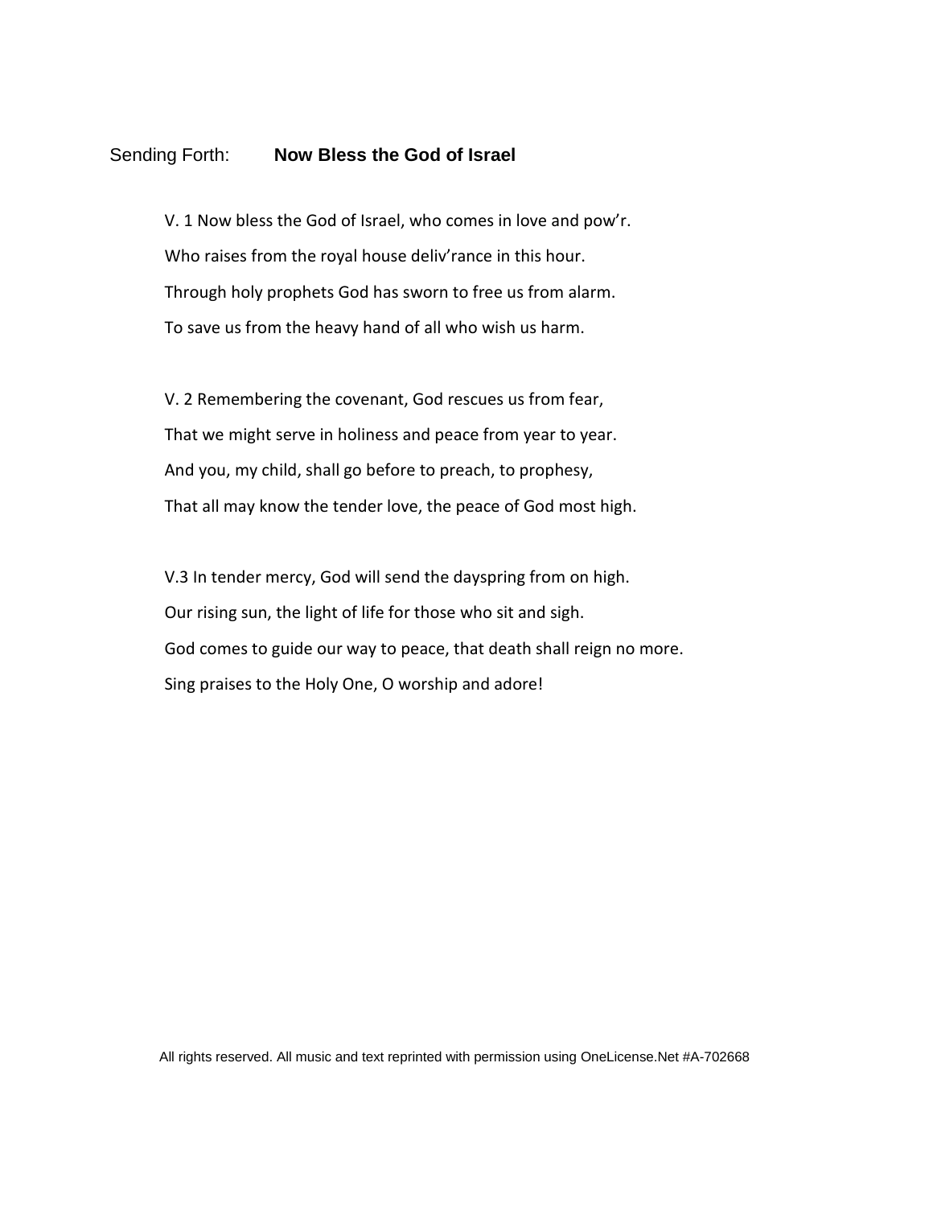Sending Forth: **Now Bless the God of Israel**

V. 1 Now bless the God of Israel, who comes in love and pow'r.
Who raises from the royal house deliv'rance in this hour.
Through holy prophets God has sworn to free us from alarm.
To save us from the heavy hand of all who wish us harm.

V. 2 Remembering the covenant, God rescues us from fear,
That we might serve in holiness and peace from year to year.
And you, my child, shall go before to preach, to prophesy,
That all may know the tender love, the peace of God most high.

V.3 In tender mercy, God will send the dayspring from on high.
Our rising sun, the light of life for those who sit and sigh.
God comes to guide our way to peace, that death shall reign no more.
Sing praises to the Holy One, O worship and adore!

All rights reserved. All music and text reprinted with permission using OneLicense.Net #A-702668